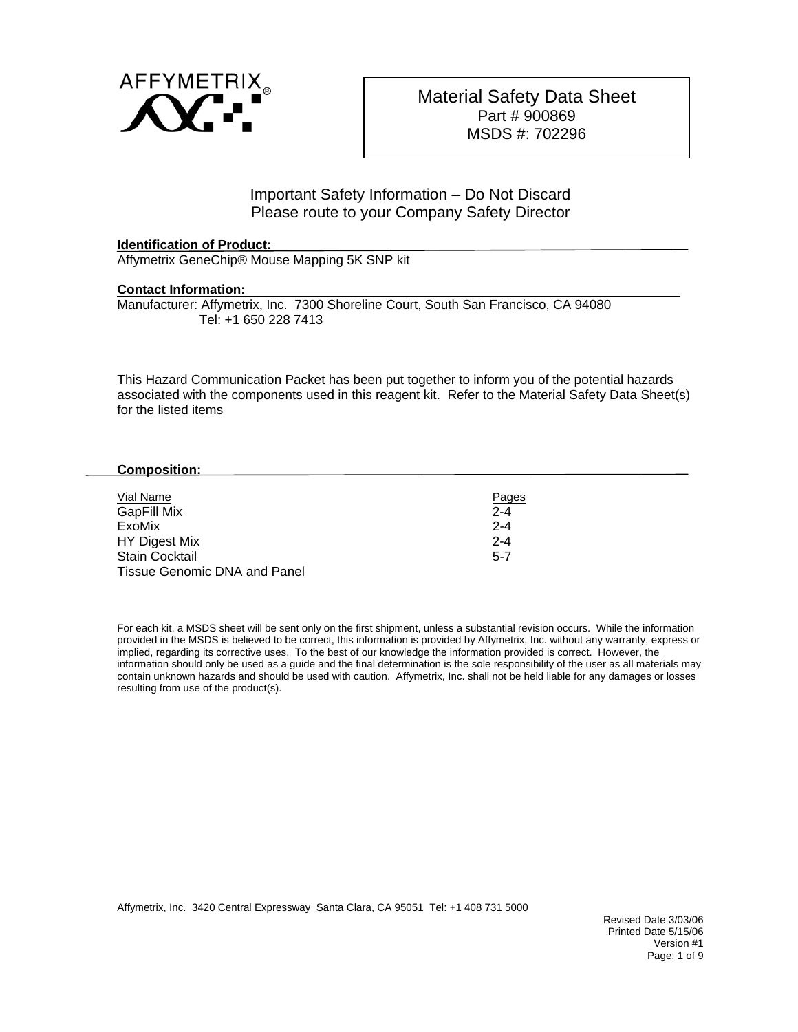AFFYMETRIX®

# Material Safety Data Sheet

Part # 900869

MSDS #: 702296

Important Safety Information – Do Not Discard
Please route to your Company Safety Director

**Identification of Product:**

Affymetrix GeneChip® Mouse Mapping 5K SNP kit

**Contact Information:**

Manufacturer: Affymetrix, Inc. 7300 Shoreline Court, South San Francisco, CA 94080
Tel: +1 650 228 7413

This Hazard Communication Packet has been put together to inform you of the potential hazards associated with the components used in this reagent kit. Refer to the Material Safety Data Sheet(s) for the listed items

**Composition:**

| Vial Name | Pages |
|---|---|
| GapFill Mix | 2-4 |
| ExoMix | 2-4 |
| HY Digest Mix | 2-4 |
| Stain Cocktail | 5-7 |
| Tissue Genomic DNA and Panel | |

For each kit, a MSDS sheet will be sent only on the first shipment, unless a substantial revision occurs. While the information provided in the MSDS is believed to be correct, this information is provided by Affymetrix, Inc. without any warranty, express or implied, regarding its corrective uses. To the best of our knowledge the information provided is correct. However, the information should only be used as a guide and the final determination is the sole responsibility of the user as all materials may contain unknown hazards and should be used with caution. Affymetrix, Inc. shall not be held liable for any damages or losses resulting from use of the product(s).

Affymetrix, Inc. 3420 Central Expressway Santa Clara, CA 95051 Tel: +1 408 731 5000

Revised Date 3/03/06
Printed Date 5/15/06
Version #1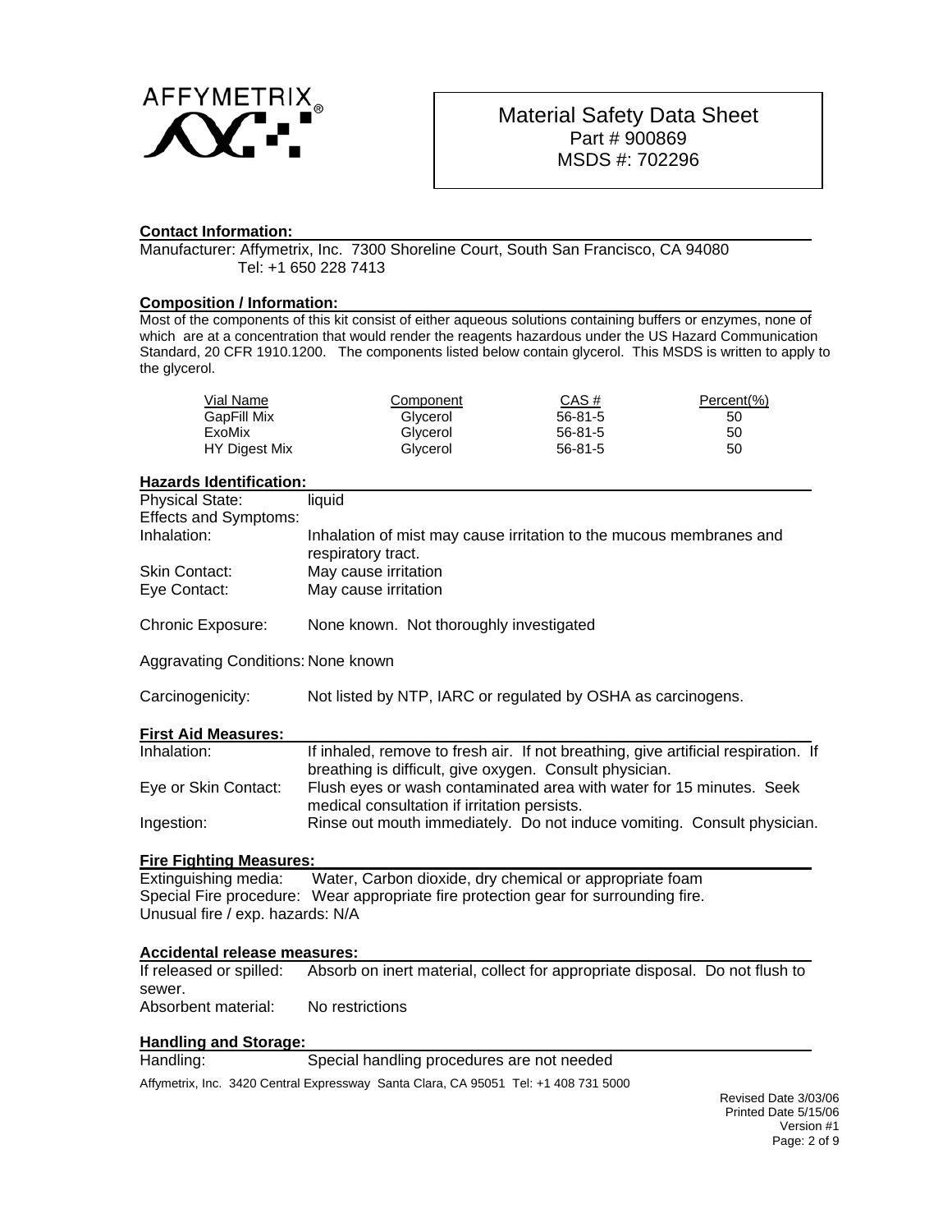# Material Safety Data Sheet
Part # 900869
MSDS #: 702296

## Contact Information:

Manufacturer: Affymetrix, Inc. 7300 Shoreline Court, South San Francisco, CA 94080
Tel: +1 650 228 7413

## Composition / Information:

Most of the components of this kit consist of either aqueous solutions containing buffers or enzymes, none of which are at a concentration that would render the reagents hazardous under the US Hazard Communication Standard, 20 CFR 1910.1200. The components listed below contain glycerol. This MSDS is written to apply to the glycerol.

| Vial Name | Component | CAS # | Percent(%) |
|---|---|---|---|
| GapFill Mix | Glycerol | 56-81-5 | 50 |
| ExoMix | Glycerol | 56-81-5 | 50 |
| HY Digest Mix | Glycerol | 56-81-5 | 50 |

## Hazards Identification:

Physical State: liquid

Effects and Symptoms:

Inhalation: Inhalation of mist may cause irritation to the mucous membranes and respiratory tract.

Skin Contact: May cause irritation

Eye Contact: May cause irritation

Chronic Exposure: None known. Not thoroughly investigated

Aggravating Conditions: None known

Carcinogenicity: Not listed by NTP, IARC or regulated by OSHA as carcinogens.

## First Aid Measures:

Inhalation: If inhaled, remove to fresh air. If not breathing, give artificial respiration. If breathing is difficult, give oxygen. Consult physician.

Eye or Skin Contact: Flush eyes or wash contaminated area with water for 15 minutes. Seek medical consultation if irritation persists.

Ingestion: Rinse out mouth immediately. Do not induce vomiting. Consult physician.

## Fire Fighting Measures:

Extinguishing media: Water, Carbon dioxide, dry chemical or appropriate foam

Special Fire procedure: Wear appropriate fire protection gear for surrounding fire.

Unusual fire / exp. hazards: N/A

## Accidental release measures:

If released or spilled: Absorb on inert material, collect for appropriate disposal. Do not flush to sewer.

Absorbent material: No restrictions

## Handling and Storage:

Handling: Special handling procedures are not needed

Affymetrix, Inc. 3420 Central Expressway Santa Clara, CA 95051 Tel: +1 408 731 5000

Revised Date 3/03/06
Printed Date 5/15/06
Version #1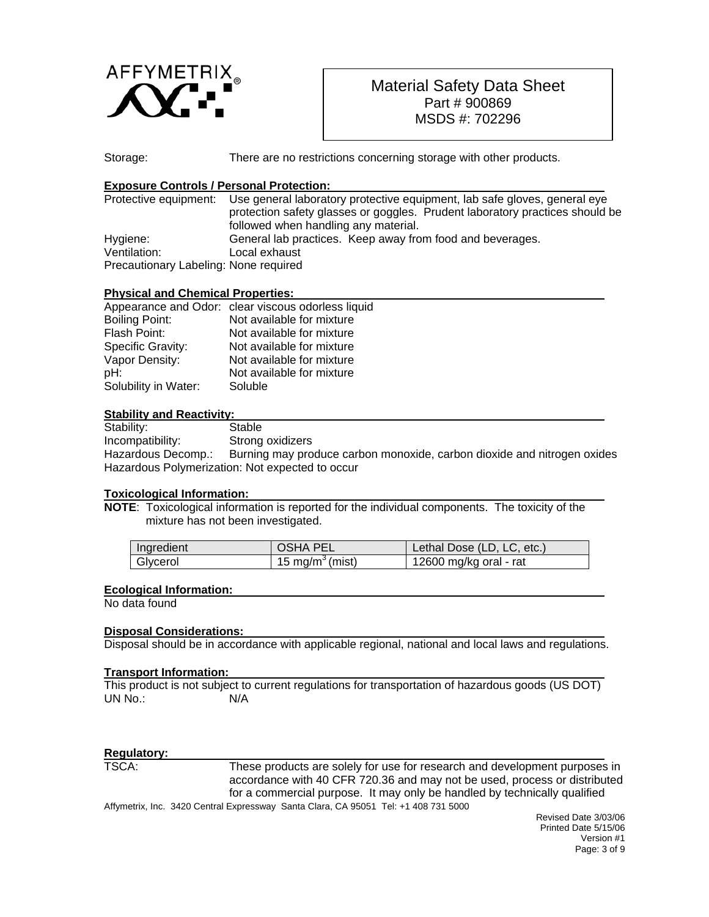Storage: There are no restrictions concerning storage with other products.

## Exposure Controls / Personal Protection:

Protective equipment: Use general laboratory protective equipment, lab safe gloves, general eye protection safety glasses or goggles. Prudent laboratory practices should be followed when handling any material.

Hygiene: General lab practices. Keep away from food and beverages.

Ventilation: Local exhaust

Precautionary Labeling: None required

## Physical and Chemical Properties:

Appearance and Odor: clear viscous odorless liquid

Boiling Point: Not available for mixture

Flash Point: Not available for mixture

Specific Gravity: Not available for mixture

Vapor Density: Not available for mixture

pH: Not available for mixture

Solubility in Water: Soluble

## Stability and Reactivity:

Stability: Stable

Incompatibility: Strong oxidizers

Hazardous Decomp.: Burning may produce carbon monoxide, carbon dioxide and nitrogen oxides

Hazardous Polymerization: Not expected to occur

## Toxicological Information:

**NOTE**: Toxicological information is reported for the individual components. The toxicity of the mixture has not been investigated.

| Ingredient | OSHA PEL | Lethal Dose (LD, LC, etc.) |
|---|---|---|
| Glycerol | 15 $mg/m^3$ (mist) | 12600 mg/kg oral - rat |

## Ecological Information:

No data found

## Disposal Considerations:

Disposal should be in accordance with applicable regional, national and local laws and regulations.

## Transport Information:

This product is not subject to current regulations for transportation of hazardous goods (US DOT)

UN No.: N/A

## Regulatory:

TSCA: These products are solely for use for research and development purposes in accordance with 40 CFR 720.36 and may not be used, process or distributed for a commercial purpose. It may only be handled by technically qualified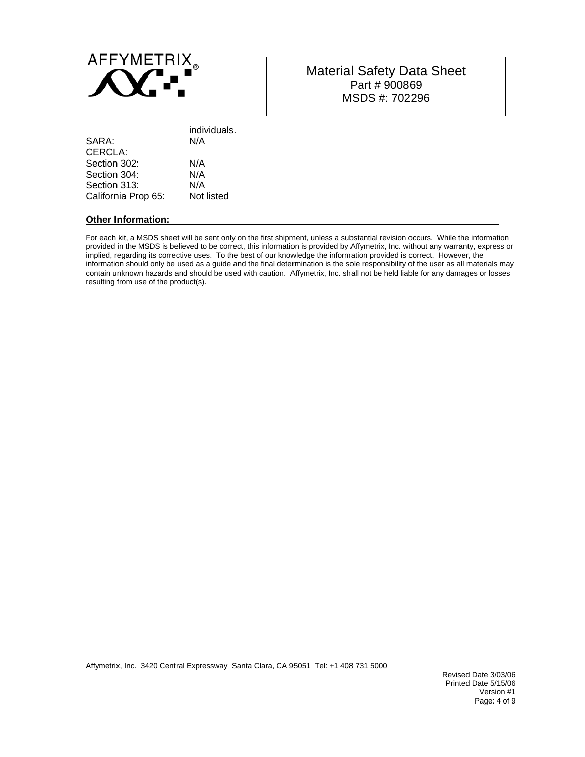| | |
|---|---|
| | individuals. |
| SARA: | N/A |
| CERCLA: | |
| Section 302: | N/A |
| Section 304: | N/A |
| Section 313: | N/A |
| California Prop 65: | Not listed |

## Other Information:

For each kit, a MSDS sheet will be sent only on the first shipment, unless a substantial revision occurs. While the information provided in the MSDS is believed to be correct, this information is provided by Affymetrix, Inc. without any warranty, express or implied, regarding its corrective uses. To the best of our knowledge the information provided is correct. However, the information should only be used as a guide and the final determination is the sole responsibility of the user as all materials may contain unknown hazards and should be used with caution. Affymetrix, Inc. shall not be held liable for any damages or losses resulting from use of the product(s).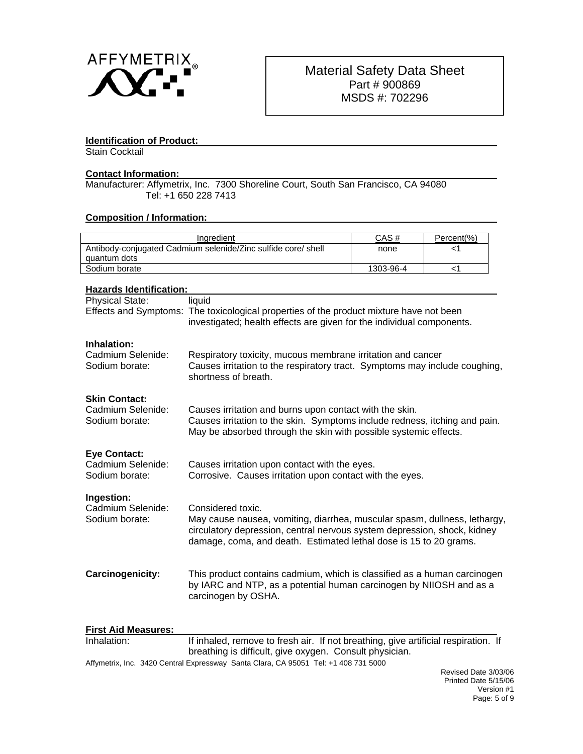AFFYMETRIX®

# Material Safety Data Sheet

Part # 900869

MSDS #: 702296

## Identification of Product:

Stain Cocktail

## Contact Information:

Manufacturer: Affymetrix, Inc. 7300 Shoreline Court, South San Francisco, CA 94080
Tel: +1 650 228 7413

## Composition / Information:

| Ingredient | CAS # | Percent(%) |
|---|---|---|
| Antibody-conjugated Cadmium selenide/Zinc sulfide core/ shell quantum dots | none | <1 |
| Sodium borate | 1303-96-4 | <1 |

## Hazards Identification:

Physical State: liquid

Effects and Symptoms: The toxicological properties of the product mixture have not been investigated; health effects are given for the individual components.

**Inhalation:**

Cadmium Selenide: Respiratory toxicity, mucous membrane irritation and cancer

Sodium borate: Causes irritation to the respiratory tract. Symptoms may include coughing, shortness of breath.

**Skin Contact:**

Cadmium Selenide: Causes irritation and burns upon contact with the skin.

Sodium borate: Causes irritation to the skin. Symptoms include redness, itching and pain. May be absorbed through the skin with possible systemic effects.

**Eye Contact:**

Cadmium Selenide: Causes irritation upon contact with the eyes.

Sodium borate: Corrosive. Causes irritation upon contact with the eyes.

**Ingestion:**

Cadmium Selenide: Considered toxic.

Sodium borate: May cause nausea, vomiting, diarrhea, muscular spasm, dullness, lethargy, circulatory depression, central nervous system depression, shock, kidney damage, coma, and death. Estimated lethal dose is 15 to 20 grams.

**Carcinogenicity:** This product contains cadmium, which is classified as a human carcinogen by IARC and NTP, as a potential human carcinogen by NIIOSH and as a carcinogen by OSHA.

## First Aid Measures:

Inhalation: If inhaled, remove to fresh air. If not breathing, give artificial respiration. If breathing is difficult, give oxygen. Consult physician.

Affymetrix, Inc. 3420 Central Expressway Santa Clara, CA 95051 Tel: +1 408 731 5000

Revised Date 3/03/06
Printed Date 5/15/06
Version #1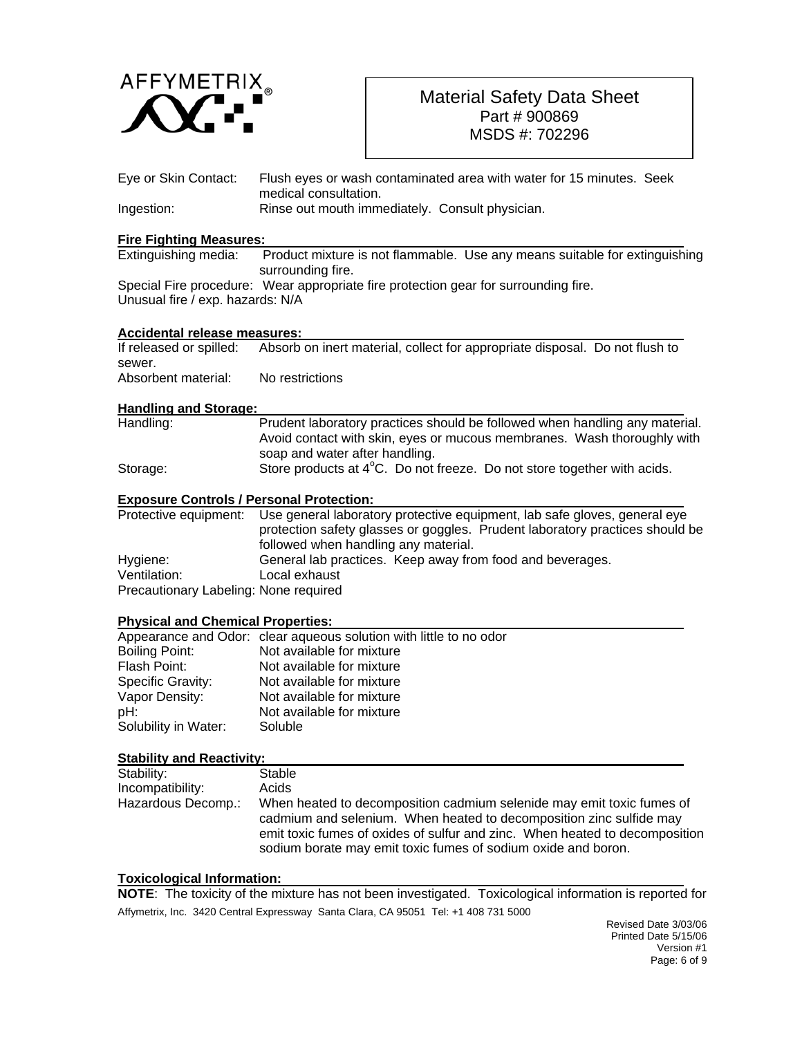Eye or Skin Contact: Flush eyes or wash contaminated area with water for 15 minutes. Seek medical consultation.

Ingestion: Rinse out mouth immediately. Consult physician.

**Fire Fighting Measures:**

Extinguishing media: Product mixture is not flammable. Use any means suitable for extinguishing surrounding fire.

Special Fire procedure: Wear appropriate fire protection gear for surrounding fire.

Unusual fire / exp. hazards: N/A

**Accidental release measures:**

If released or spilled: Absorb on inert material, collect for appropriate disposal. Do not flush to sewer.

Absorbent material: No restrictions

**Handling and Storage:**

Handling: Prudent laboratory practices should be followed when handling any material. Avoid contact with skin, eyes or mucous membranes. Wash thoroughly with soap and water after handling.

Storage: Store products at $4^{o}$C. Do not freeze. Do not store together with acids.

**Exposure Controls / Personal Protection:**

Protective equipment: Use general laboratory protective equipment, lab safe gloves, general eye protection safety glasses or goggles. Prudent laboratory practices should be followed when handling any material.

Hygiene: General lab practices. Keep away from food and beverages.

Ventilation: Local exhaust

Precautionary Labeling: None required

**Physical and Chemical Properties:**

Appearance and Odor: clear aqueous solution with little to no odor

Boiling Point: Not available for mixture

Flash Point: Not available for mixture

Specific Gravity: Not available for mixture

Vapor Density: Not available for mixture

pH: Not available for mixture

Solubility in Water: Soluble

**Stability and Reactivity:**

Stability: Stable

Incompatibility: Acids

Hazardous Decomp.: When heated to decomposition cadmium selenide may emit toxic fumes of cadmium and selenium. When heated to decomposition zinc sulfide may emit toxic fumes of oxides of sulfur and zinc. When heated to decomposition sodium borate may emit toxic fumes of sodium oxide and boron.

**Toxicological Information:**

**NOTE**: The toxicity of the mixture has not been investigated. Toxicological information is reported for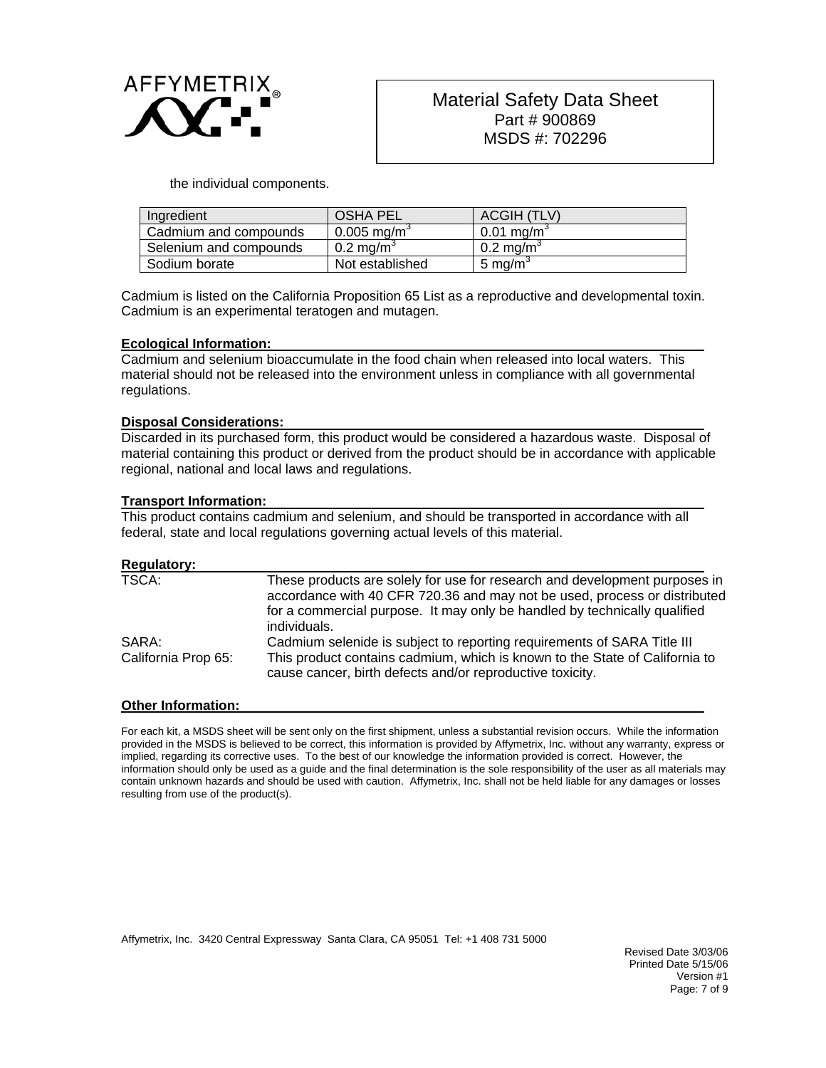the individual components.

| Ingredient | OSHA PEL | ACGIH (TLV) |
|---|---|---|
| Cadmium and compounds | 0.005 $mg/m^3$ | 0.01 $mg/m^3$ |
| Selenium and compounds | 0.2 $mg/m^3$ | 0.2 $mg/m^3$ |
| Sodium borate | Not established | 5 $mg/m^3$ |

Cadmium is listed on the California Proposition 65 List as a reproductive and developmental toxin. Cadmium is an experimental teratogen and mutagen.

**Ecological Information:**

Cadmium and selenium bioaccumulate in the food chain when released into local waters. This material should not be released into the environment unless in compliance with all governmental regulations.

**Disposal Considerations:**

Discarded in its purchased form, this product would be considered a hazardous waste. Disposal of material containing this product or derived from the product should be in accordance with applicable regional, national and local laws and regulations.

**Transport Information:**

This product contains cadmium and selenium, and should be transported in accordance with all federal, state and local regulations governing actual levels of this material.

**Regulatory:**

| | |
|---|---|
| TSCA: | These products are solely for use for research and development purposes in accordance with 40 CFR 720.36 and may not be used, process or distributed for a commercial purpose. It may only be handled by technically qualified individuals. |
| SARA: | Cadmium selenide is subject to reporting requirements of SARA Title III |
| California Prop 65: | This product contains cadmium, which is known to the State of California to cause cancer, birth defects and/or reproductive toxicity. |

**Other Information:**

For each kit, a MSDS sheet will be sent only on the first shipment, unless a substantial revision occurs. While the information provided in the MSDS is believed to be correct, this information is provided by Affymetrix, Inc. without any warranty, express or implied, regarding its corrective uses. To the best of our knowledge the information provided is correct. However, the information should only be used as a guide and the final determination is the sole responsibility of the user as all materials may contain unknown hazards and should be used with caution. Affymetrix, Inc. shall not be held liable for any damages or losses resulting from use of the product(s).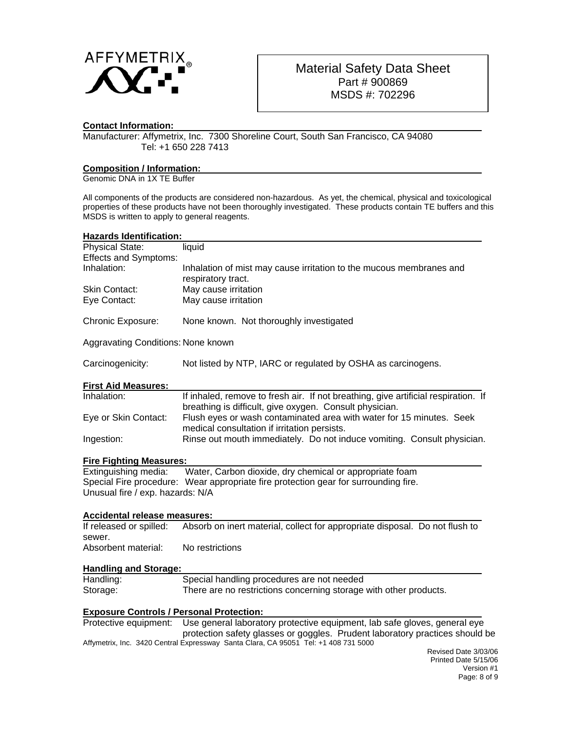AFFYMETRIX®

# Material Safety Data Sheet

Part # 900869

MSDS #: 702296

**Contact Information:**

Manufacturer: Affymetrix, Inc. 7300 Shoreline Court, South San Francisco, CA 94080
Tel: +1 650 228 7413

**Composition / Information:**

Genomic DNA in 1X TE Buffer

All components of the products are considered non-hazardous. As yet, the chemical, physical and toxicological properties of these products have not been thoroughly investigated. These products contain TE buffers and this MSDS is written to apply to general reagents.

**Hazards Identification:**

| | |
|---|---|
| Physical State: | liquid |
| Effects and Symptoms: | |
| Inhalation: | Inhalation of mist may cause irritation to the mucous membranes and respiratory tract. |
| Skin Contact: | May cause irritation |
| Eye Contact: | May cause irritation |
| Chronic Exposure: | None known. Not thoroughly investigated |
| Aggravating Conditions: | None known |
| Carcinogenicity: | Not listed by NTP, IARC or regulated by OSHA as carcinogens. |

**First Aid Measures:**

| | |
|---|---|
| Inhalation: | If inhaled, remove to fresh air. If not breathing, give artificial respiration. If breathing is difficult, give oxygen. Consult physician. |
| Eye or Skin Contact: | Flush eyes or wash contaminated area with water for 15 minutes. Seek medical consultation if irritation persists. |
| Ingestion: | Rinse out mouth immediately. Do not induce vomiting. Consult physician. |

**Fire Fighting Measures:**

Extinguishing media: Water, Carbon dioxide, dry chemical or appropriate foam
Special Fire procedure: Wear appropriate fire protection gear for surrounding fire.
Unusual fire / exp. hazards: N/A

**Accidental release measures:**

If released or spilled: Absorb on inert material, collect for appropriate disposal. Do not flush to sewer.
Absorbent material: No restrictions

**Handling and Storage:**

| | |
|---|---|
| Handling: | Special handling procedures are not needed |
| Storage: | There are no restrictions concerning storage with other products. |

**Exposure Controls / Personal Protection:**

Protective equipment: Use general laboratory protective equipment, lab safe gloves, general eye protection safety glasses or goggles. Prudent laboratory practices should be

Affymetrix, Inc. 3420 Central Expressway Santa Clara, CA 95051 Tel: +1 408 731 5000

Revised Date 3/03/06
Printed Date 5/15/06
Version #1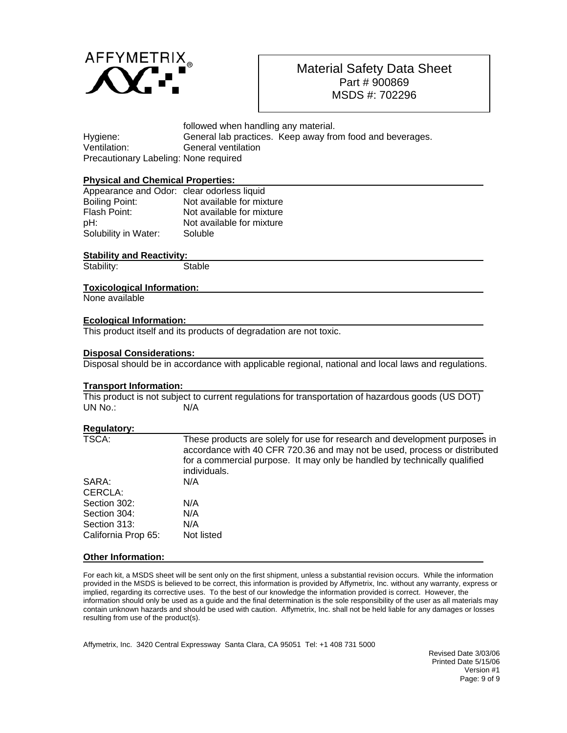followed when handling any material.

Hygiene: General lab practices. Keep away from food and beverages.
Ventilation: General ventilation
Precautionary Labeling: None required

## Physical and Chemical Properties:

| | |
|---|---|
| Appearance and Odor: | clear odorless liquid |
| Boiling Point: | Not available for mixture |
| Flash Point: | Not available for mixture |
| pH: | Not available for mixture |
| Solubility in Water: | Soluble |

## Stability and Reactivity:

Stability: Stable

## Toxicological Information:

None available

## Ecological Information:

This product itself and its products of degradation are not toxic.

## Disposal Considerations:

Disposal should be in accordance with applicable regional, national and local laws and regulations.

## Transport Information:

This product is not subject to current regulations for transportation of hazardous goods (US DOT)
UN No.: N/A

## Regulatory:

| | |
|---|---|
| TSCA: | These products are solely for use for research and development purposes in accordance with 40 CFR 720.36 and may not be used, process or distributed for a commercial purpose. It may only be handled by technically qualified individuals. |
| SARA: | N/A |
| CERCLA: | |
| Section 302: | N/A |
| Section 304: | N/A |
| Section 313: | N/A |
| California Prop 65: | Not listed |

## Other Information:

For each kit, a MSDS sheet will be sent only on the first shipment, unless a substantial revision occurs. While the information provided in the MSDS is believed to be correct, this information is provided by Affymetrix, Inc. without any warranty, express or implied, regarding its corrective uses. To the best of our knowledge the information provided is correct. However, the information should only be used as a guide and the final determination is the sole responsibility of the user as all materials may contain unknown hazards and should be used with caution. Affymetrix, Inc. shall not be held liable for any damages or losses resulting from use of the product(s).

Affymetrix, Inc. 3420 Central Expressway Santa Clara, CA 95051 Tel: +1 408 731 5000

Revised Date 3/03/06
Printed Date 5/15/06
Version #1